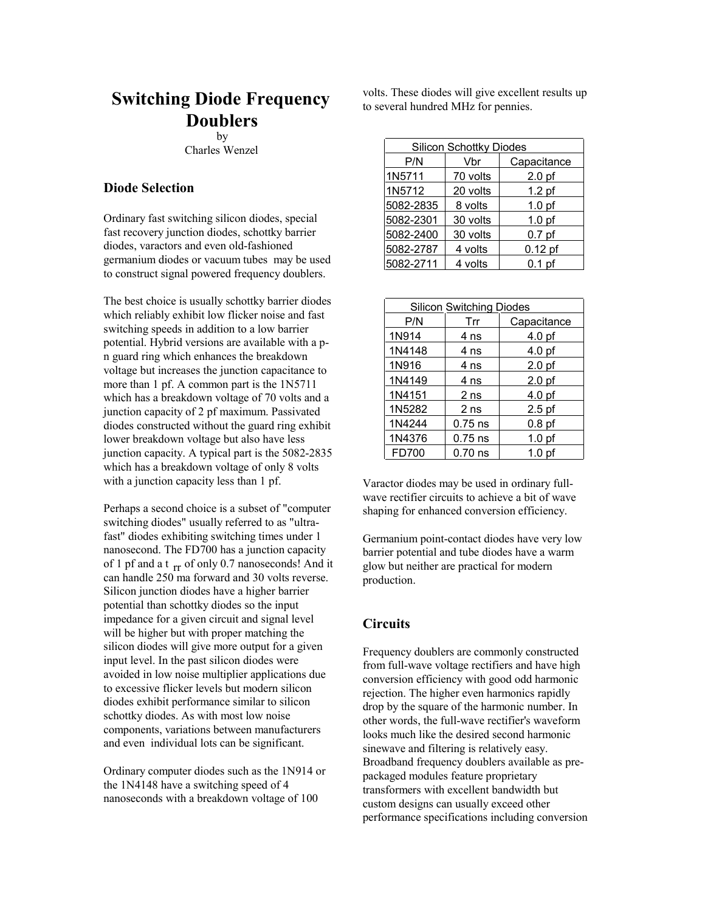# Switching Diode Frequency Doublers

by
Charles Wenzel

## Diode Selection

Ordinary fast switching silicon diodes, special fast recovery junction diodes, schottky barrier diodes, varactors and even old-fashioned germanium diodes or vacuum tubes may be used to construct signal powered frequency doublers.

The best choice is usually schottky barrier diodes which reliably exhibit low flicker noise and fast switching speeds in addition to a low barrier potential. Hybrid versions are available with a p-n guard ring which enhances the breakdown voltage but increases the junction capacitance to more than 1 pf. A common part is the 1N5711 which has a breakdown voltage of 70 volts and a junction capacity of 2 pf maximum. Passivated diodes constructed without the guard ring exhibit lower breakdown voltage but also have less junction capacity. A typical part is the 5082-2835 which has a breakdown voltage of only 8 volts with a junction capacity less than 1 pf.

Perhaps a second choice is a subset of "computer switching diodes" usually referred to as "ultra-fast" diodes exhibiting switching times under 1 nanosecond. The FD700 has a junction capacity of 1 pf and a $t_{rr}$ of only 0.7 nanoseconds! And it can handle 250 ma forward and 30 volts reverse. Silicon junction diodes have a higher barrier potential than schottky diodes so the input impedance for a given circuit and signal level will be higher but with proper matching the silicon diodes will give more output for a given input level. In the past silicon diodes were avoided in low noise multiplier applications due to excessive flicker levels but modern silicon diodes exhibit performance similar to silicon schottky diodes. As with most low noise components, variations between manufacturers and even individual lots can be significant.

Ordinary computer diodes such as the 1N914 or the 1N4148 have a switching speed of 4 nanoseconds with a breakdown voltage of 100 volts. These diodes will give excellent results up to several hundred MHz for pennies.

| Silicon Schottky Diodes | | |
|---|---|---|
| P/N | Vbr | Capacitance |
| 1N5711 | 70 volts | 2.0 pf |
| 1N5712 | 20 volts | 1.2 pf |
| 5082-2835 | 8 volts | 1.0 pf |
| 5082-2301 | 30 volts | 1.0 pf |
| 5082-2400 | 30 volts | 0.7 pf |
| 5082-2787 | 4 volts | 0.12 pf |
| 5082-2711 | 4 volts | 0.1 pf |

| Silicon Switching Diodes | | |
|---|---|---|
| P/N | Trr | Capacitance |
| 1N914 | 4 ns | 4.0 pf |
| 1N4148 | 4 ns | 4.0 pf |
| 1N916 | 4 ns | 2.0 pf |
| 1N4149 | 4 ns | 2.0 pf |
| 1N4151 | 2 ns | 4.0 pf |
| 1N5282 | 2 ns | 2.5 pf |
| 1N4244 | 0.75 ns | 0.8 pf |
| 1N4376 | 0.75 ns | 1.0 pf |
| FD700 | 0.70 ns | 1.0 pf |

Varactor diodes may be used in ordinary full-wave rectifier circuits to achieve a bit of wave shaping for enhanced conversion efficiency.

Germanium point-contact diodes have very low barrier potential and tube diodes have a warm glow but neither are practical for modern production.

## Circuits

Frequency doublers are commonly constructed from full-wave voltage rectifiers and have high conversion efficiency with good odd harmonic rejection. The higher even harmonics rapidly drop by the square of the harmonic number. In other words, the full-wave rectifier's waveform looks much like the desired second harmonic sinewave and filtering is relatively easy. Broadband frequency doublers available as pre-packaged modules feature proprietary transformers with excellent bandwidth but custom designs can usually exceed other performance specifications including conversion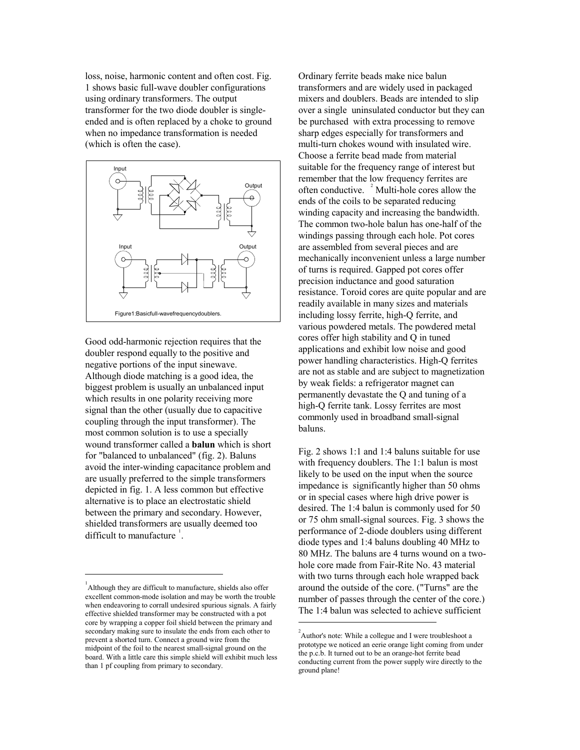loss, noise, harmonic content and often cost. Fig. 1 shows basic full-wave doubler configurations using ordinary transformers. The output transformer for the two diode doubler is single-ended and is often replaced by a choke to ground when no impedance transformation is needed (which is often the case).

Input

Output

Input

Output

Figure1:Basicfull-wavefrequencydoublers.

Good odd-harmonic rejection requires that the doubler respond equally to the positive and negative portions of the input sinewave. Although diode matching is a good idea, the biggest problem is usually an unbalanced input which results in one polarity receiving more signal than the other (usually due to capacitive coupling through the input transformer). The most common solution is to use a specially wound transformer called a **balun** which is short for "balanced to unbalanced" (fig. 2). Baluns avoid the inter-winding capacitance problem and are usually preferred to the simple transformers depicted in fig. 1. A less common but effective alternative is to place an electrostatic shield between the primary and secondary. However, shielded transformers are usually deemed too difficult to manufacture [1].

Ordinary ferrite beads make nice balun transformers and are widely used in packaged mixers and doublers. Beads are intended to slip over a single uninsulated conductor but they can be purchased with extra processing to remove sharp edges especially for transformers and multi-turn chokes wound with insulated wire. Choose a ferrite bead made from material suitable for the frequency range of interest but remember that the low frequency ferrites are often conductive. [2] Multi-hole cores allow the ends of the coils to be separated reducing winding capacity and increasing the bandwidth. The common two-hole balun has one-half of the windings passing through each hole. Pot cores are assembled from several pieces and are mechanically inconvenient unless a large number of turns is required. Gapped pot cores offer precision inductance and good saturation resistance. Toroid cores are quite popular and are readily available in many sizes and materials including lossy ferrite, high-Q ferrite, and various powdered metals. The powdered metal cores offer high stability and Q in tuned applications and exhibit low noise and good power handling characteristics. High-Q ferrites are not as stable and are subject to magnetization by weak fields: a refrigerator magnet can permanently devastate the Q and tuning of a high-Q ferrite tank. Lossy ferrites are most commonly used in broadband small-signal baluns.

Fig. 2 shows 1:1 and 1:4 baluns suitable for use with frequency doublers. The 1:1 balun is most likely to be used on the input when the source impedance is significantly higher than 50 ohms or in special cases where high drive power is desired. The 1:4 balun is commonly used for 50 or 75 ohm small-signal sources. Fig. 3 shows the performance of 2-diode doublers using different diode types and 1:4 baluns doubling 40 MHz to 80 MHz. The baluns are 4 turns wound on a two-hole core made from Fair-Rite No. 43 material with two turns through each hole wrapped back around the outside of the core. ("Turns" are the number of passes through the center of the core.) The 1:4 balun was selected to achieve sufficient

---

[1] Although they are difficult to manufacture, shields also offer excellent common-mode isolation and may be worth the trouble when endeavoring to corrall undesired spurious signals. A fairly effective shielded transformer may be constructed with a pot core by wrapping a copper foil shield between the primary and secondary making sure to insulate the ends from each other to prevent a shorted turn. Connect a ground wire from the midpoint of the foil to the nearest small-signal ground on the board. With a little care this simple shield will exhibit much less than 1 pf coupling from primary to secondary.

[2] Author's note: While a collegue and I were troubleshoot a prototype we noticed an eerie orange light coming from under the p.c.b. It turned out to be an orange-hot ferrite bead conducting current from the power supply wire directly to the ground plane!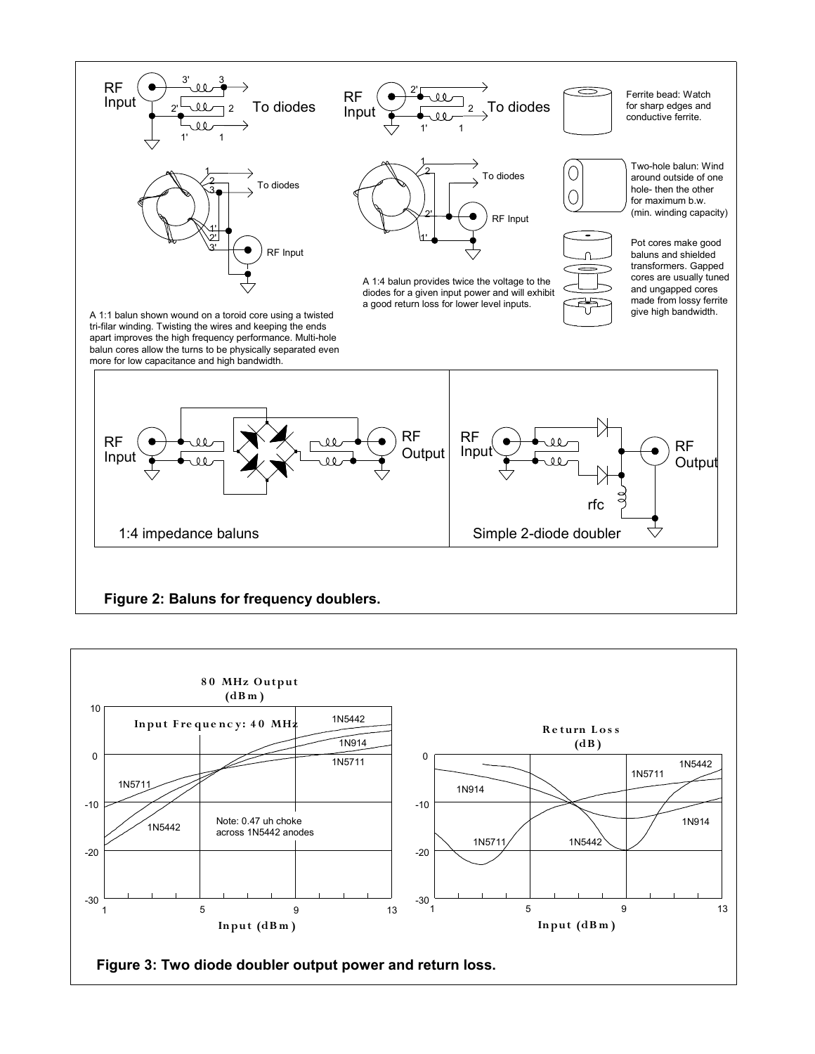RF Input

3' 3

2' 2

1' 1

To diodes

1
2
3

To diodes

1'
2'
3'

RF Input

A 1:1 balun shown wound on a toroid core using a twisted tri-filar winding. Twisting the wires and keeping the ends apart improves the high frequency performance. Multi-hole balun cores allow the turns to be physically separated even more for low capacitance and high bandwidth.

RF Input

2'

2

1' 1

To diodes

1
2

To diodes

2'

1'

RF Input

A 1:4 balun provides twice the voltage to the diodes for a given input power and will exhibit a good return loss for lower level inputs.

Ferrite bead: Watch for sharp edges and conductive ferrite.

Two-hole balun: Wind around outside of one hole- then the other for maximum b.w. (min. winding capacity)

Pot cores make good baluns and shielded transformers. Gapped cores are usually tuned and ungapped cores made from lossy ferrite give high bandwidth.

RF Input

RF Output

1:4 impedance baluns

RF Input

RF Output

rfc

Simple 2-diode doubler

**Figure 2: Baluns for frequency doublers.**

80 MHz Output (dBm)

Input Frequency: 40 MHz

10
0
-10
-20
-30

1 5 9 13

Input (dBm)

1N5442
1N914
1N5711
1N5711
1N5442

Note: 0.47 uh choke across 1N5442 anodes

Return Loss (dB)

0
-10
-20
-30

1 5 9 13

Input (dBm)

1N5442
1N5711
1N914
1N914
1N5711
1N5442

**Figure 3: Two diode doubler output power and return loss.**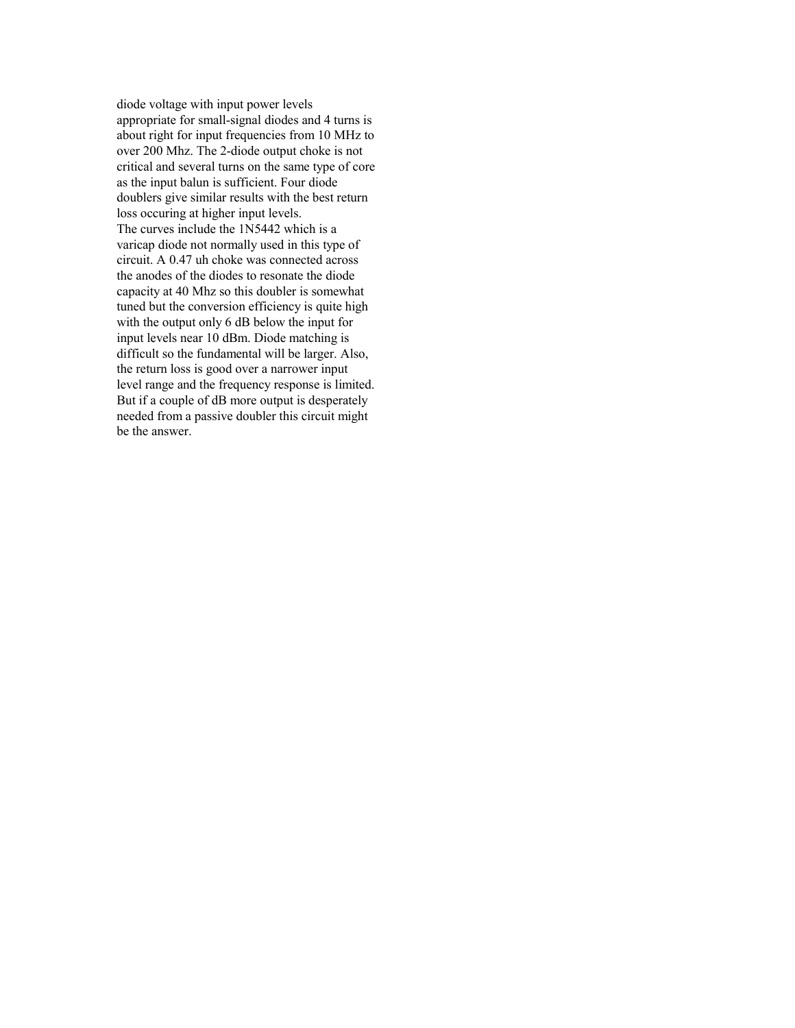diode voltage with input power levels appropriate for small-signal diodes and 4 turns is about right for input frequencies from 10 MHz to over 200 Mhz. The 2-diode output choke is not critical and several turns on the same type of core as the input balun is sufficient. Four diode doublers give similar results with the best return loss occuring at higher input levels.

The curves include the 1N5442 which is a varicap diode not normally used in this type of circuit. A 0.47 uh choke was connected across the anodes of the diodes to resonate the diode capacity at 40 Mhz so this doubler is somewhat tuned but the conversion efficiency is quite high with the output only 6 dB below the input for input levels near 10 dBm. Diode matching is difficult so the fundamental will be larger. Also, the return loss is good over a narrower input level range and the frequency response is limited. But if a couple of dB more output is desperately needed from a passive doubler this circuit might be the answer.